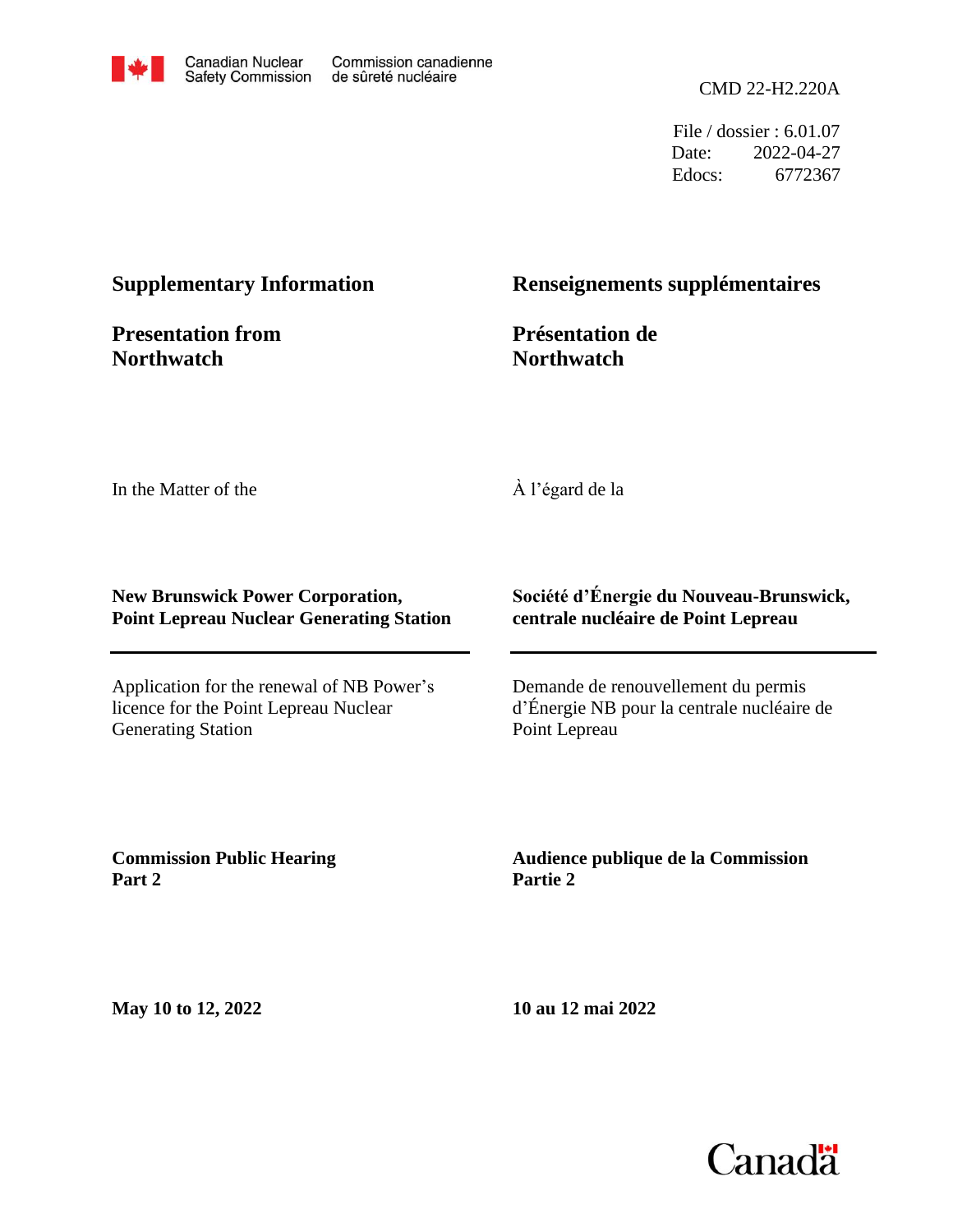Canadian Nuclear Safety Commission | Commission canadienne de sûreté nucléaire

CMD 22-H2.220A

File / dossier : 6.01.07
Date: 2022-04-27
Edocs: 6772367

## Supplementary Information

## Presentation from Northwatch

## Renseignements supplémentaires

## Présentation de Northwatch

In the Matter of the

À l'égard de la

**New Brunswick Power Corporation, Point Lepreau Nuclear Generating Station**

**Société d'Énergie du Nouveau-Brunswick, centrale nucléaire de Point Lepreau**

Application for the renewal of NB Power's licence for the Point Lepreau Nuclear Generating Station

Demande de renouvellement du permis d'Énergie NB pour la centrale nucléaire de Point Lepreau

**Commission Public Hearing**
**Part 2**

**Audience publique de la Commission**
**Partie 2**

**May 10 to 12, 2022**

**10 au 12 mai 2022**

Canada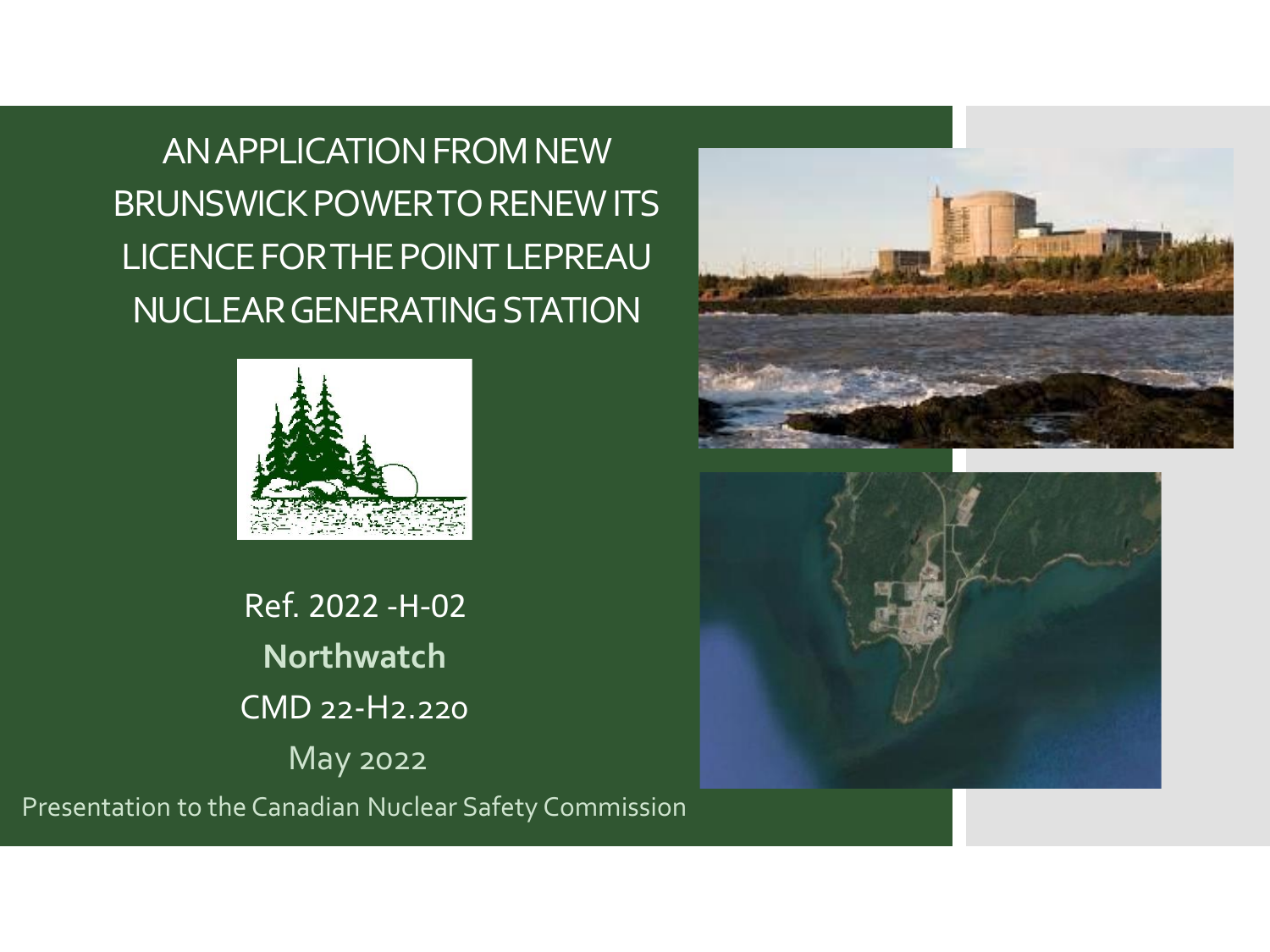# AN APPLICATION FROM NEW BRUNSWICK POWER TO RENEW ITS LICENCE FOR THE POINT LEPREAU NUCLEAR GENERATING STATION

Ref. 2022 -H-02

**Northwatch**

CMD 22-H2.220

May 2022

Presentation to the Canadian Nuclear Safety Commission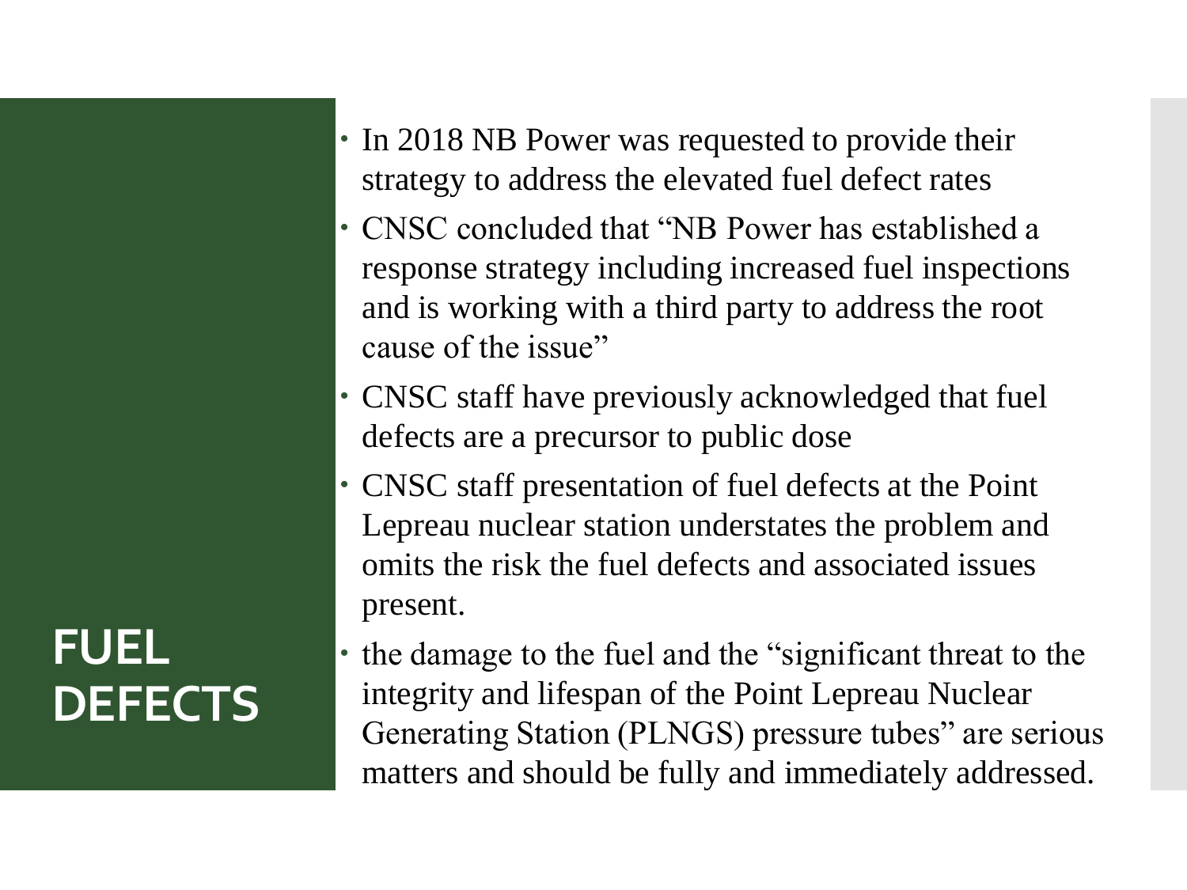# FUEL DEFECTS

- In 2018 NB Power was requested to provide their strategy to address the elevated fuel defect rates
- CNSC concluded that "NB Power has established a response strategy including increased fuel inspections and is working with a third party to address the root cause of the issue"
- CNSC staff have previously acknowledged that fuel defects are a precursor to public dose
- CNSC staff presentation of fuel defects at the Point Lepreau nuclear station understates the problem and omits the risk the fuel defects and associated issues present.
- the damage to the fuel and the "significant threat to the integrity and lifespan of the Point Lepreau Nuclear Generating Station (PLNGS) pressure tubes" are serious matters and should be fully and immediately addressed.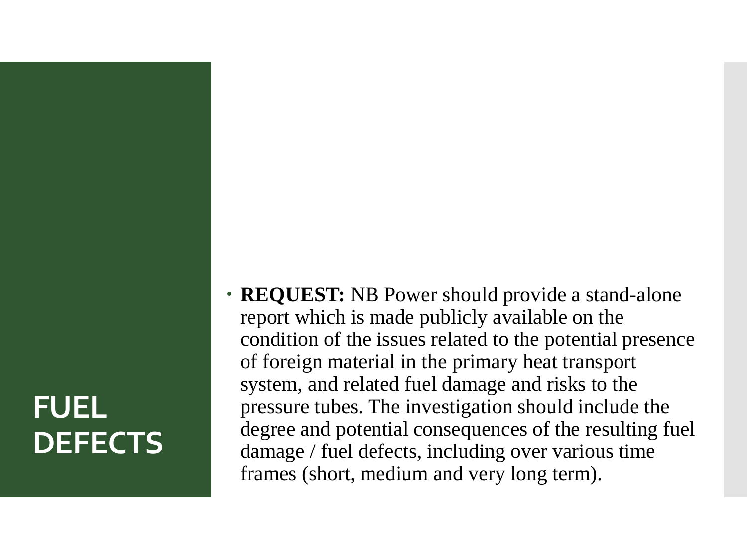# FUEL DEFECTS

- **REQUEST:** NB Power should provide a stand-alone report which is made publicly available on the condition of the issues related to the potential presence of foreign material in the primary heat transport system, and related fuel damage and risks to the pressure tubes. The investigation should include the degree and potential consequences of the resulting fuel damage / fuel defects, including over various time frames (short, medium and very long term).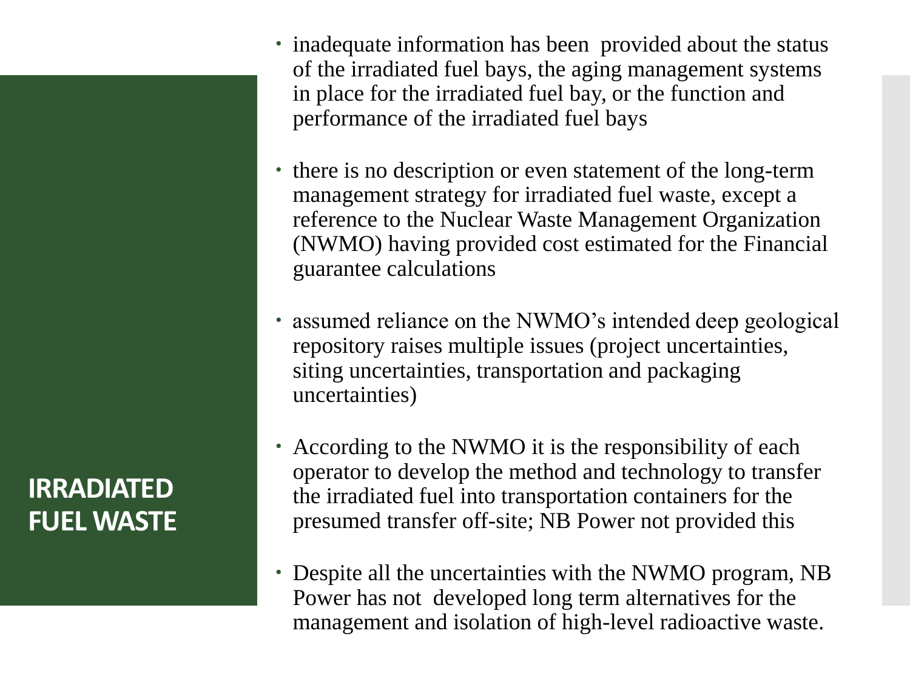# IRRADIATED FUEL WASTE

- inadequate information has been provided about the status of the irradiated fuel bays, the aging management systems in place for the irradiated fuel bay, or the function and performance of the irradiated fuel bays
- there is no description or even statement of the long-term management strategy for irradiated fuel waste, except a reference to the Nuclear Waste Management Organization (NWMO) having provided cost estimated for the Financial guarantee calculations
- assumed reliance on the NWMO's intended deep geological repository raises multiple issues (project uncertainties, siting uncertainties, transportation and packaging uncertainties)
- According to the NWMO it is the responsibility of each operator to develop the method and technology to transfer the irradiated fuel into transportation containers for the presumed transfer off-site; NB Power not provided this
- Despite all the uncertainties with the NWMO program, NB Power has not developed long term alternatives for the management and isolation of high-level radioactive waste.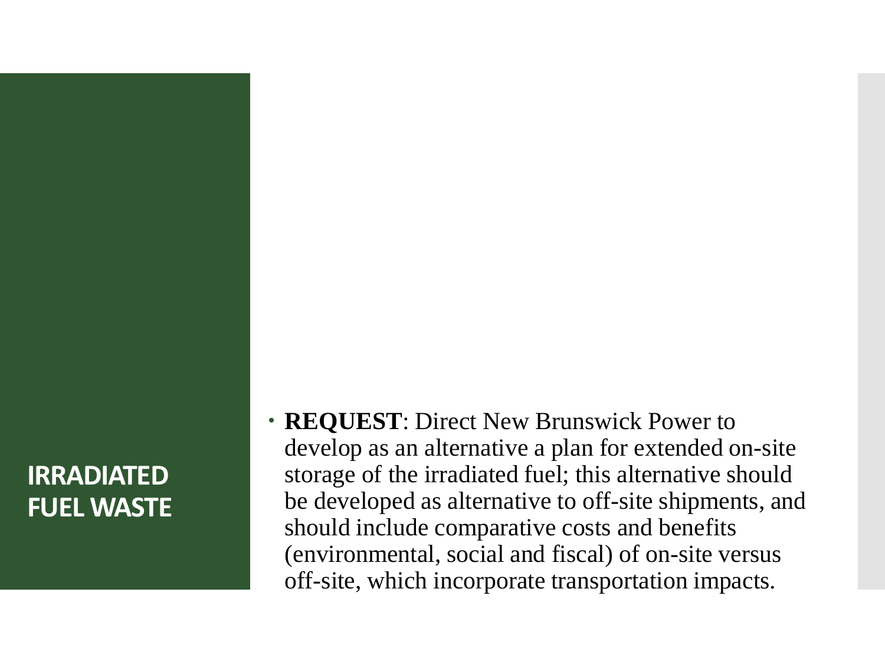## IRRADIATED FUEL WASTE

- **REQUEST**: Direct New Brunswick Power to develop as an alternative a plan for extended on-site storage of the irradiated fuel; this alternative should be developed as alternative to off-site shipments, and should include comparative costs and benefits (environmental, social and fiscal) of on-site versus off-site, which incorporate transportation impacts.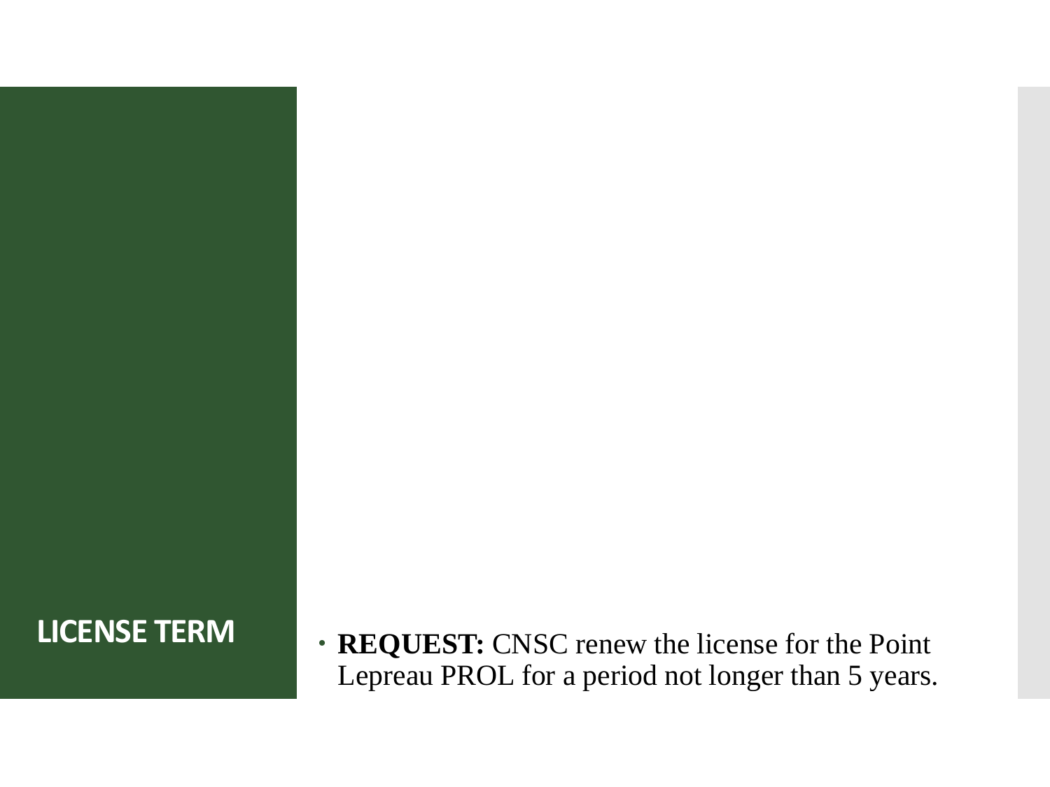## LICENSE TERM

- **REQUEST:** CNSC renew the license for the Point Lepreau PROL for a period not longer than 5 years.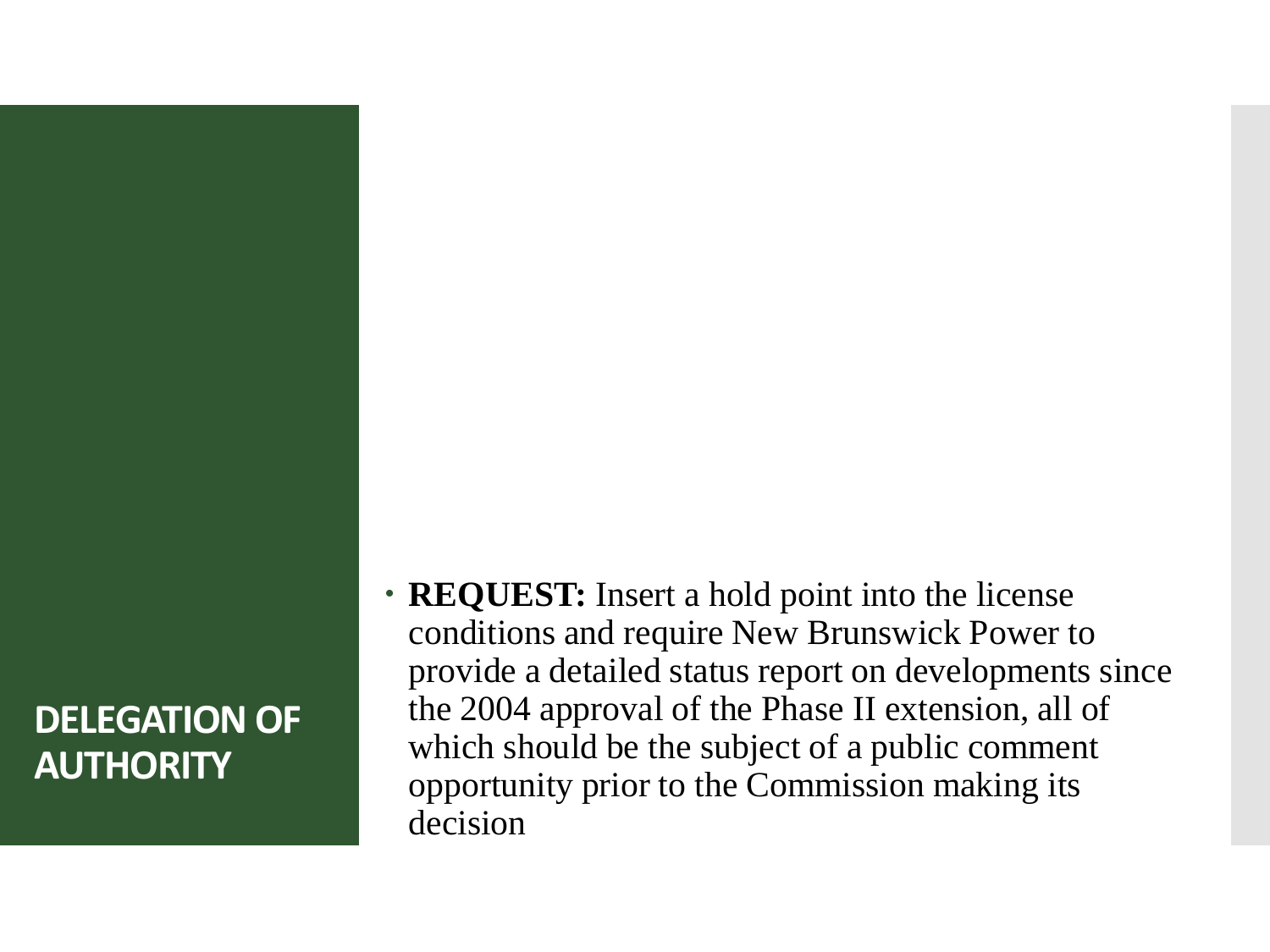## DELEGATION OF AUTHORITY

- **REQUEST:** Insert a hold point into the license conditions and require New Brunswick Power to provide a detailed status report on developments since the 2004 approval of the Phase II extension, all of which should be the subject of a public comment opportunity prior to the Commission making its decision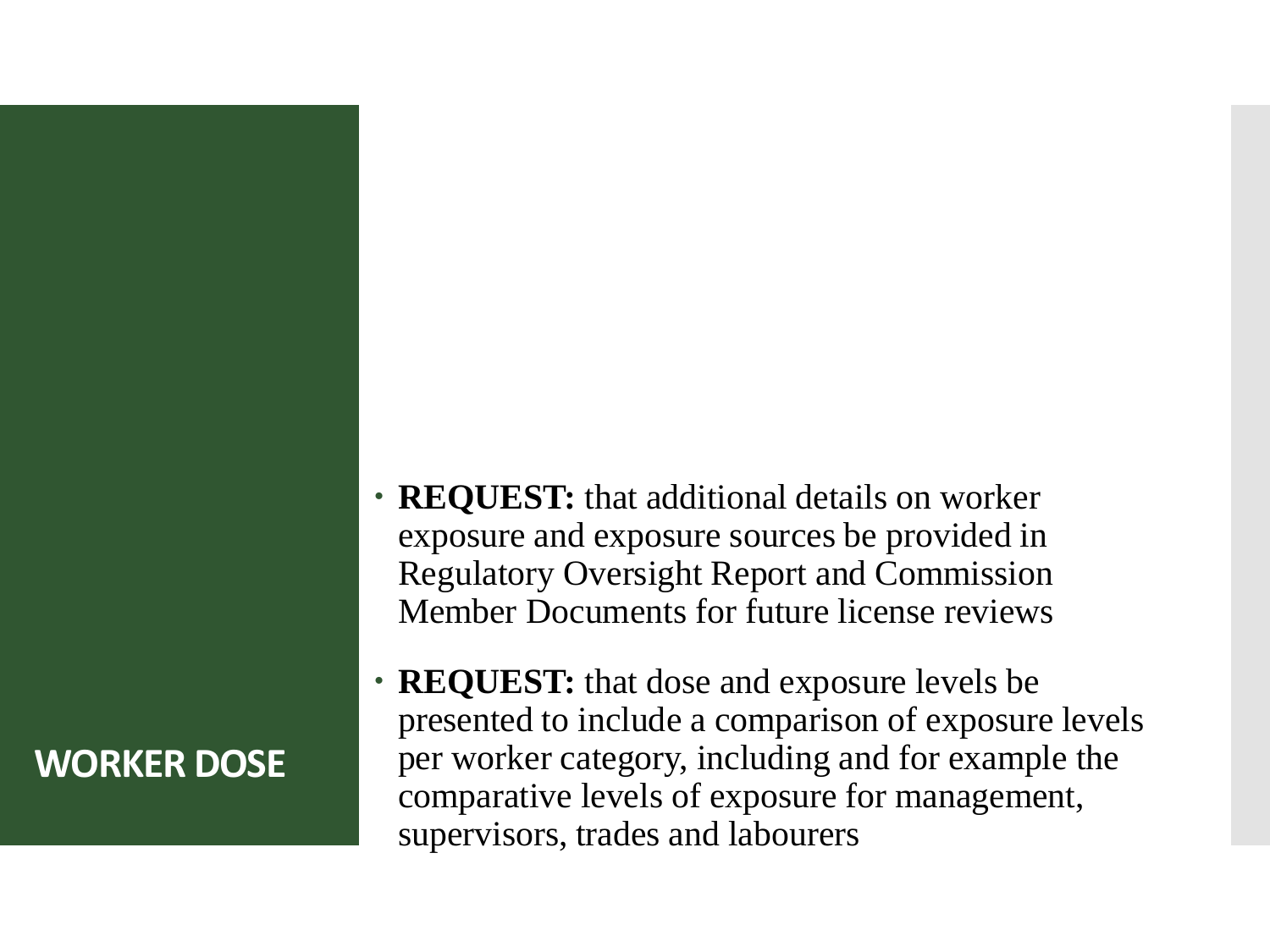## WORKER DOSE

- **REQUEST:** that additional details on worker exposure and exposure sources be provided in Regulatory Oversight Report and Commission Member Documents for future license reviews
- **REQUEST:** that dose and exposure levels be presented to include a comparison of exposure levels per worker category, including and for example the comparative levels of exposure for management, supervisors, trades and labourers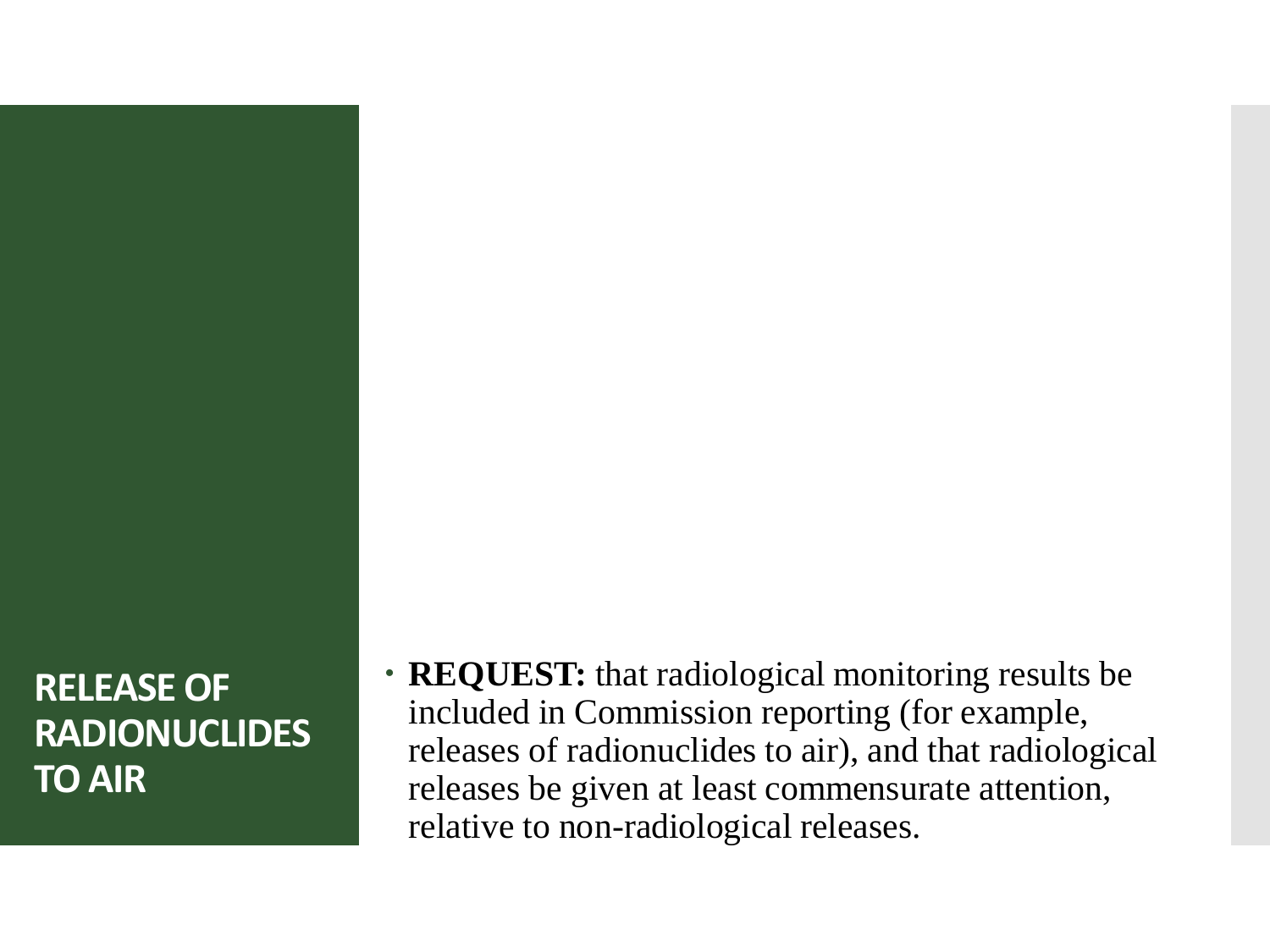# RELEASE OF RADIONUCLIDES TO AIR

- **REQUEST:** that radiological monitoring results be included in Commission reporting (for example, releases of radionuclides to air), and that radiological releases be given at least commensurate attention, relative to non-radiological releases.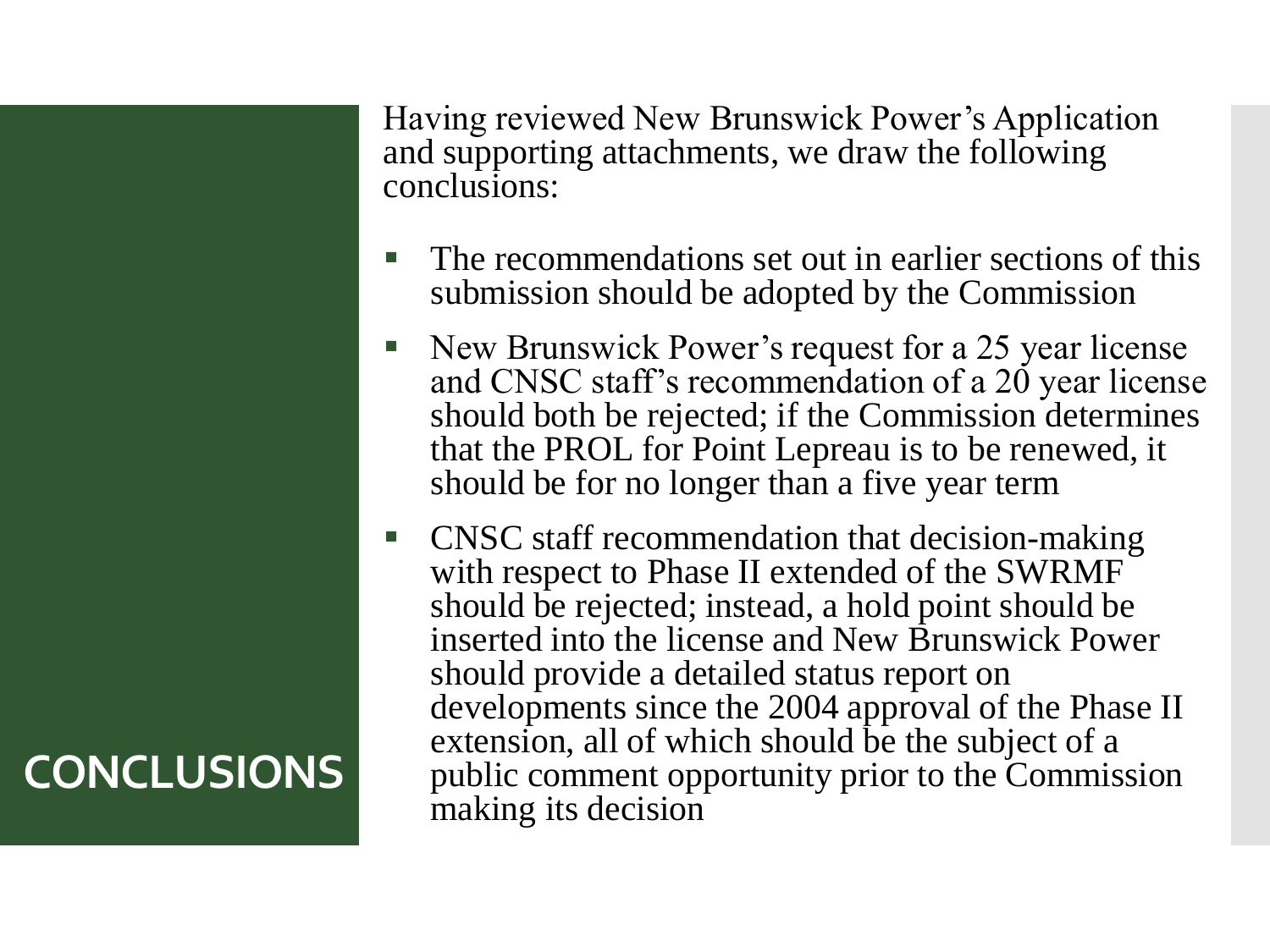# CONCLUSIONS

Having reviewed New Brunswick Power's Application and supporting attachments, we draw the following conclusions:

- The recommendations set out in earlier sections of this submission should be adopted by the Commission
- New Brunswick Power's request for a 25 year license and CNSC staff's recommendation of a 20 year license should both be rejected; if the Commission determines that the PROL for Point Lepreau is to be renewed, it should be for no longer than a five year term
- CNSC staff recommendation that decision-making with respect to Phase II extended of the SWRMF should be rejected; instead, a hold point should be inserted into the license and New Brunswick Power should provide a detailed status report on developments since the 2004 approval of the Phase II extension, all of which should be the subject of a public comment opportunity prior to the Commission making its decision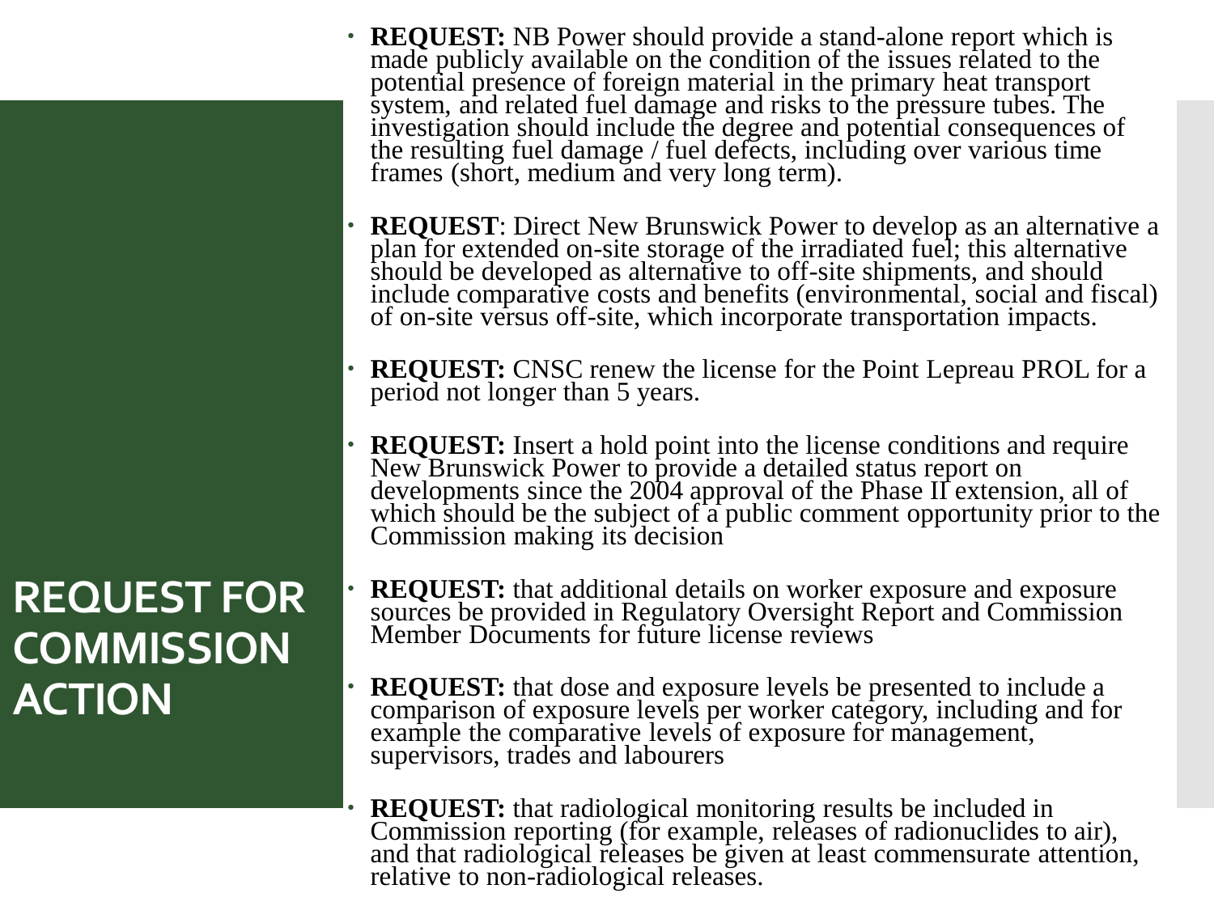# REQUEST FOR COMMISSION ACTION

- **REQUEST:** NB Power should provide a stand-alone report which is made publicly available on the condition of the issues related to the potential presence of foreign material in the primary heat transport system, and related fuel damage and risks to the pressure tubes. The investigation should include the degree and potential consequences of the resulting fuel damage / fuel defects, including over various time frames (short, medium and very long term).
- **REQUEST**: Direct New Brunswick Power to develop as an alternative a plan for extended on-site storage of the irradiated fuel; this alternative should be developed as alternative to off-site shipments, and should include comparative costs and benefits (environmental, social and fiscal) of on-site versus off-site, which incorporate transportation impacts.
- **REQUEST:** CNSC renew the license for the Point Lepreau PROL for a period not longer than 5 years.
- **REQUEST:** Insert a hold point into the license conditions and require New Brunswick Power to provide a detailed status report on developments since the 2004 approval of the Phase II extension, all of which should be the subject of a public comment opportunity prior to the Commission making its decision
- **REQUEST:** that additional details on worker exposure and exposure sources be provided in Regulatory Oversight Report and Commission Member Documents for future license reviews
- **REQUEST:** that dose and exposure levels be presented to include a comparison of exposure levels per worker category, including and for example the comparative levels of exposure for management, supervisors, trades and labourers
- **REQUEST:** that radiological monitoring results be included in Commission reporting (for example, releases of radionuclides to air), and that radiological releases be given at least commensurate attention, relative to non-radiological releases.